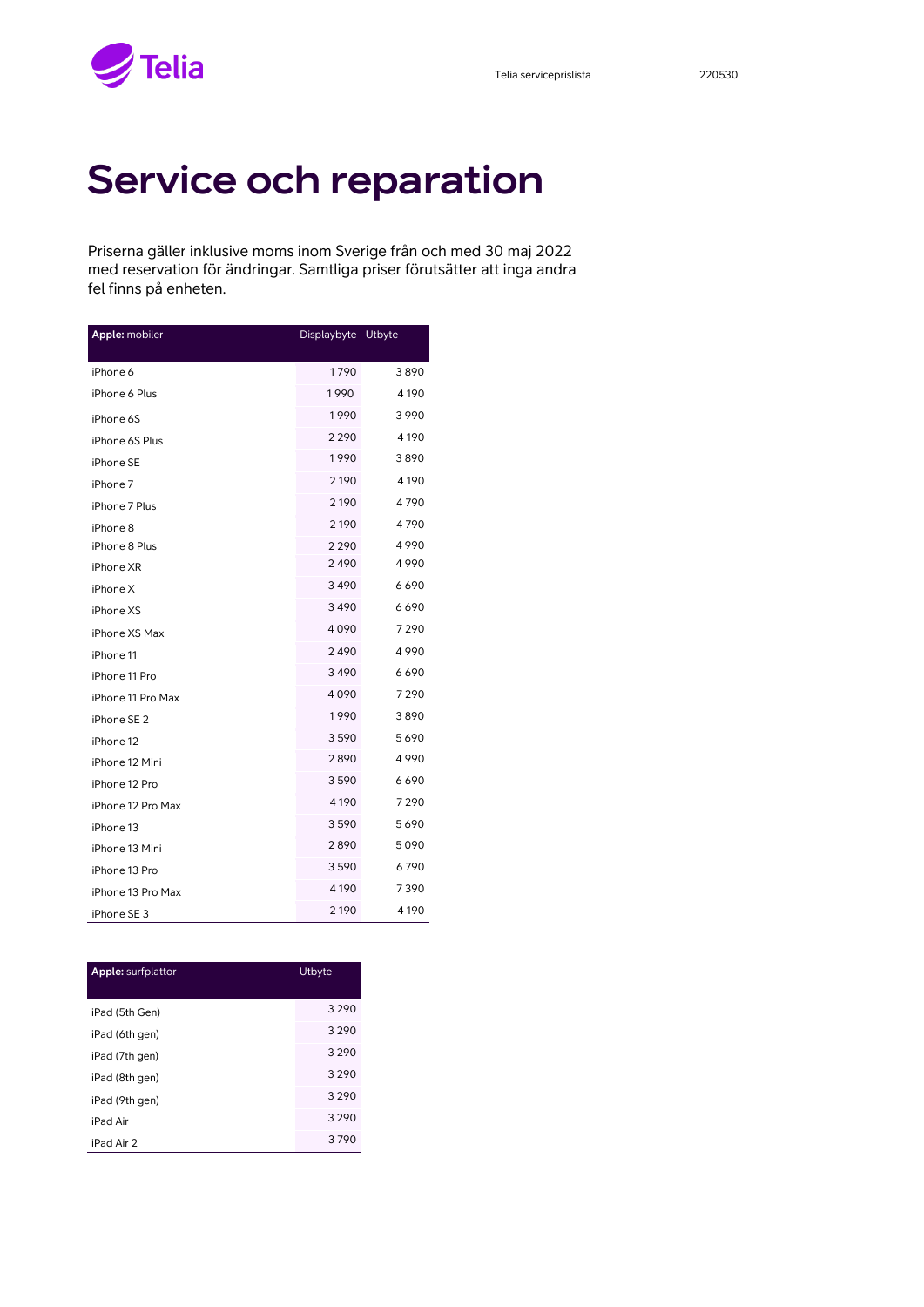# Service och reparation

Priserna gäller inklusive moms inom Sverige från och med 30 maj 2022 med reservation för ändringar. Samtliga priser förutsätter att inga andra fel finns på enheten.

| **Apple:** mobiler | Displaybyte | Utbyte |
|---|---|---|
| iPhone 6 | 1 790 | 3 890 |
| iPhone 6 Plus | 1 990 | 4 190 |
| iPhone 6S | 1 990 | 3 990 |
| iPhone 6S Plus | 2 290 | 4 190 |
| iPhone SE | 1 990 | 3 890 |
| iPhone 7 | 2 190 | 4 190 |
| iPhone 7 Plus | 2 190 | 4 790 |
| iPhone 8 | 2 190 | 4 790 |
| iPhone 8 Plus | 2 290 | 4 990 |
| iPhone XR | 2 490 | 4 990 |
| iPhone X | 3 490 | 6 690 |
| iPhone XS | 3 490 | 6 690 |
| iPhone XS Max | 4 090 | 7 290 |
| iPhone 11 | 2 490 | 4 990 |
| iPhone 11 Pro | 3 490 | 6 690 |
| iPhone 11 Pro Max | 4 090 | 7 290 |
| iPhone SE 2 | 1 990 | 3 890 |
| iPhone 12 | 3 590 | 5 690 |
| iPhone 12 Mini | 2 890 | 4 990 |
| iPhone 12 Pro | 3 590 | 6 690 |
| iPhone 12 Pro Max | 4 190 | 7 290 |
| iPhone 13 | 3 590 | 5 690 |
| iPhone 13 Mini | 2 890 | 5 090 |
| iPhone 13 Pro | 3 590 | 6 790 |
| iPhone 13 Pro Max | 4 190 | 7 390 |
| iPhone SE 3 | 2 190 | 4 190 |

| **Apple:** surfplattor | Utbyte |
|---|---|
| iPad (5th Gen) | 3 290 |
| iPad (6th gen) | 3 290 |
| iPad (7th gen) | 3 290 |
| iPad (8th gen) | 3 290 |
| iPad (9th gen) | 3 290 |
| iPad Air | 3 290 |
| iPad Air 2 | 3 790 |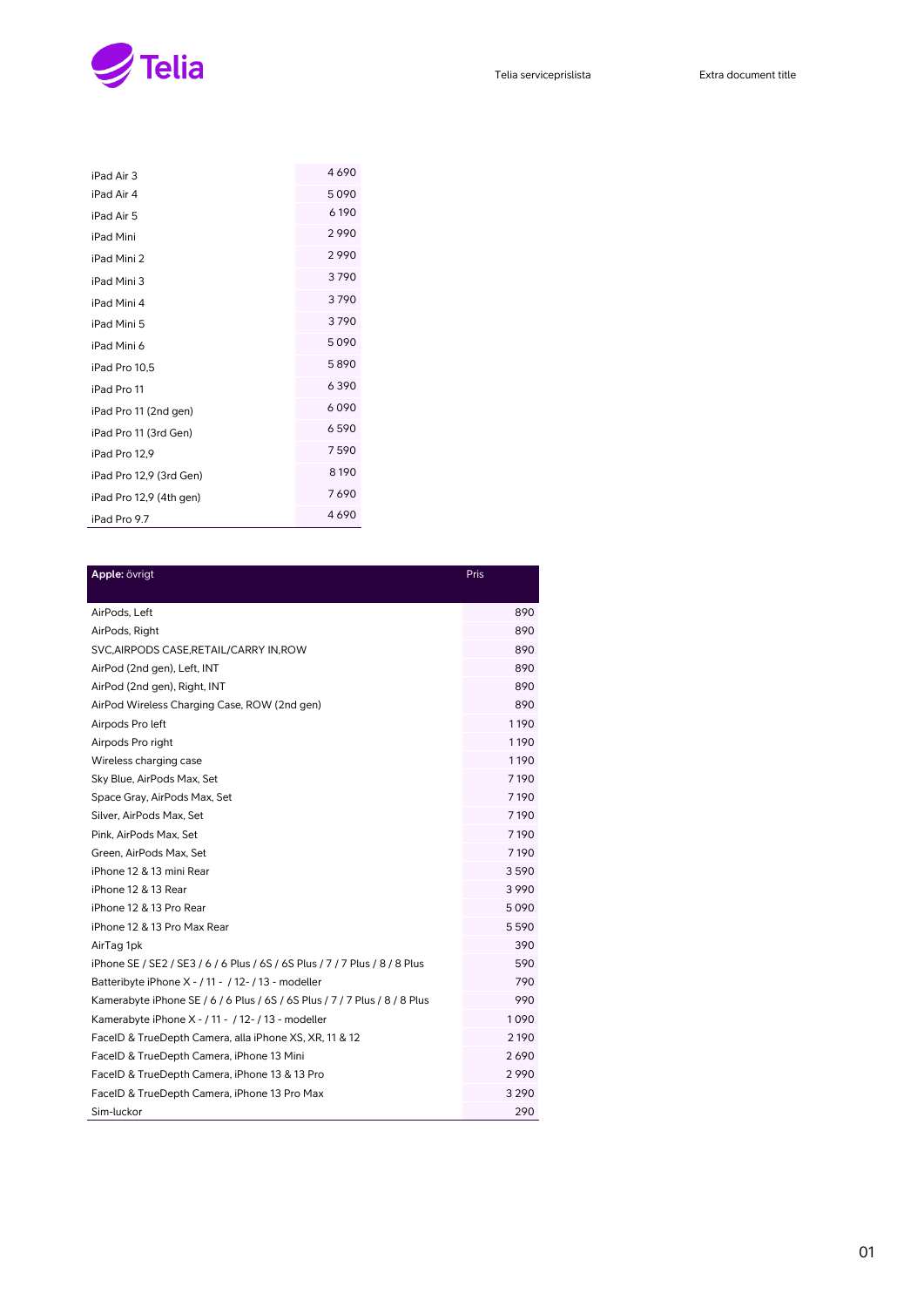| | |
|---|---|
| iPad Air 3 | 4 690 |
| iPad Air 4 | 5 090 |
| iPad Air 5 | 6 190 |
| iPad Mini | 2 990 |
| iPad Mini 2 | 2 990 |
| iPad Mini 3 | 3 790 |
| iPad Mini 4 | 3 790 |
| iPad Mini 5 | 3 790 |
| iPad Mini 6 | 5 090 |
| iPad Pro 10,5 | 5 890 |
| iPad Pro 11 | 6 390 |
| iPad Pro 11 (2nd gen) | 6 090 |
| iPad Pro 11 (3rd Gen) | 6 590 |
| iPad Pro 12,9 | 7 590 |
| iPad Pro 12,9 (3rd Gen) | 8 190 |
| iPad Pro 12,9 (4th gen) | 7 690 |
| iPad Pro 9.7 | 4 690 |

| **Apple:** övrigt | Pris |
|---|---|
| AirPods, Left | 890 |
| AirPods, Right | 890 |
| SVC,AIRPODS CASE,RETAIL/CARRY IN,ROW | 890 |
| AirPod (2nd gen), Left, INT | 890 |
| AirPod (2nd gen), Right, INT | 890 |
| AirPod Wireless Charging Case, ROW (2nd gen) | 890 |
| Airpods Pro left | 1 190 |
| Airpods Pro right | 1 190 |
| Wireless charging case | 1 190 |
| Sky Blue, AirPods Max, Set | 7 190 |
| Space Gray, AirPods Max, Set | 7 190 |
| Silver, AirPods Max, Set | 7 190 |
| Pink, AirPods Max, Set | 7 190 |
| Green, AirPods Max, Set | 7 190 |
| iPhone 12 & 13 mini Rear | 3 590 |
| iPhone 12 & 13 Rear | 3 990 |
| iPhone 12 & 13 Pro Rear | 5 090 |
| iPhone 12 & 13 Pro Max Rear | 5 590 |
| AirTag 1pk | 390 |
| iPhone SE / SE2 / SE3 / 6 / 6 Plus / 6S / 6S Plus / 7 / 7 Plus / 8 / 8 Plus | 590 |
| Batteribyte iPhone X - / 11 - / 12- / 13 - modeller | 790 |
| Kamerabyte iPhone SE / 6 / 6 Plus / 6S / 6S Plus / 7 / 7 Plus / 8 / 8 Plus | 990 |
| Kamerabyte iPhone X - / 11 - / 12- / 13 - modeller | 1 090 |
| FaceID & TrueDepth Camera, alla iPhone XS, XR, 11 & 12 | 2 190 |
| FaceID & TrueDepth Camera, iPhone 13 Mini | 2 690 |
| FaceID & TrueDepth Camera, iPhone 13 & 13 Pro | 2 990 |
| FaceID & TrueDepth Camera, iPhone 13 Pro Max | 3 290 |
| Sim-luckor | 290 |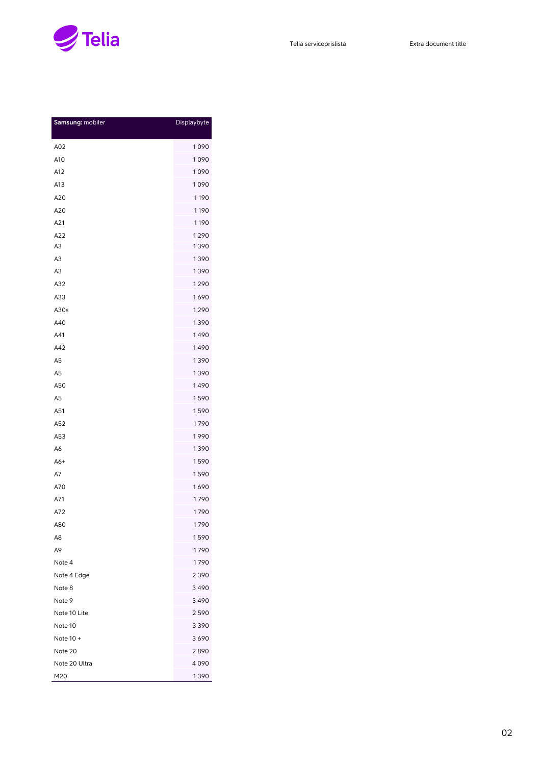| **Samsung:** mobiler | Displaybyte |
|---|---|
| A02 | 1 090 |
| A10 | 1 090 |
| A12 | 1 090 |
| A13 | 1 090 |
| A20 | 1 190 |
| A20 | 1 190 |
| A21 | 1 190 |
| A22 | 1 290 |
| A3 | 1 390 |
| A3 | 1 390 |
| A3 | 1 390 |
| A32 | 1 290 |
| A33 | 1 690 |
| A30s | 1 290 |
| A40 | 1 390 |
| A41 | 1 490 |
| A42 | 1 490 |
| A5 | 1 390 |
| A5 | 1 390 |
| A50 | 1 490 |
| A5 | 1 590 |
| A51 | 1 590 |
| A52 | 1 790 |
| A53 | 1 990 |
| A6 | 1 390 |
| A6+ | 1 590 |
| A7 | 1 590 |
| A70 | 1 690 |
| A71 | 1 790 |
| A72 | 1 790 |
| A80 | 1 790 |
| A8 | 1 590 |
| A9 | 1 790 |
| Note 4 | 1 790 |
| Note 4 Edge | 2 390 |
| Note 8 | 3 490 |
| Note 9 | 3 490 |
| Note 10 Lite | 2 590 |
| Note 10 | 3 390 |
| Note 10 + | 3 690 |
| Note 20 | 2 890 |
| Note 20 Ultra | 4 090 |
| M20 | 1 390 |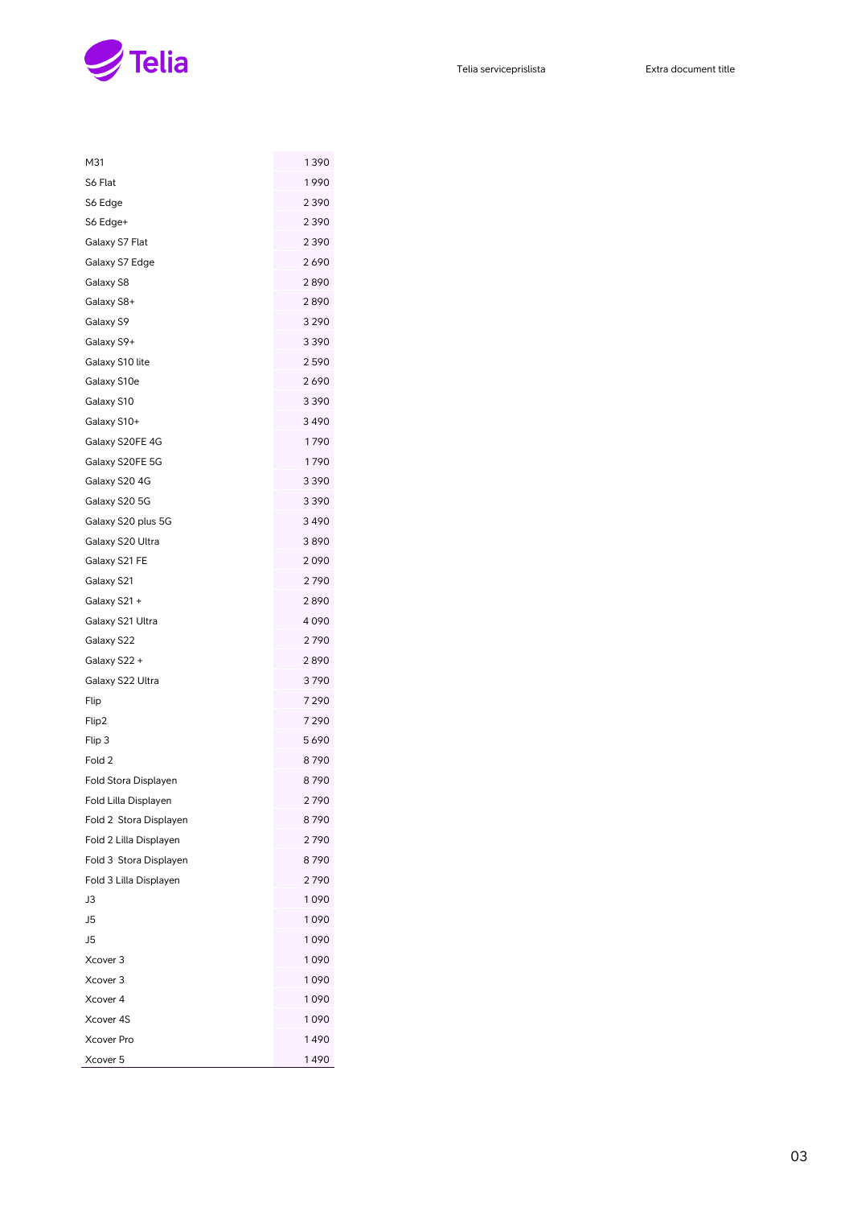| | |
|---|---|
| M31 | 1 390 |
| S6 Flat | 1 990 |
| S6 Edge | 2 390 |
| S6 Edge+ | 2 390 |
| Galaxy S7 Flat | 2 390 |
| Galaxy S7 Edge | 2 690 |
| Galaxy S8 | 2 890 |
| Galaxy S8+ | 2 890 |
| Galaxy S9 | 3 290 |
| Galaxy S9+ | 3 390 |
| Galaxy S10 lite | 2 590 |
| Galaxy S10e | 2 690 |
| Galaxy S10 | 3 390 |
| Galaxy S10+ | 3 490 |
| Galaxy S20FE 4G | 1 790 |
| Galaxy S20FE 5G | 1 790 |
| Galaxy S20 4G | 3 390 |
| Galaxy S20 5G | 3 390 |
| Galaxy S20 plus 5G | 3 490 |
| Galaxy S20 Ultra | 3 890 |
| Galaxy S21 FE | 2 090 |
| Galaxy S21 | 2 790 |
| Galaxy S21 + | 2 890 |
| Galaxy S21 Ultra | 4 090 |
| Galaxy S22 | 2 790 |
| Galaxy S22 + | 2 890 |
| Galaxy S22 Ultra | 3 790 |
| Flip | 7 290 |
| Flip2 | 7 290 |
| Flip 3 | 5 690 |
| Fold 2 | 8 790 |
| Fold Stora Displayen | 8 790 |
| Fold Lilla Displayen | 2 790 |
| Fold 2 Stora Displayen | 8 790 |
| Fold 2 Lilla Displayen | 2 790 |
| Fold 3 Stora Displayen | 8 790 |
| Fold 3 Lilla Displayen | 2 790 |
| J3 | 1 090 |
| J5 | 1 090 |
| J5 | 1 090 |
| Xcover 3 | 1 090 |
| Xcover 3 | 1 090 |
| Xcover 4 | 1 090 |
| Xcover 4S | 1 090 |
| Xcover Pro | 1 490 |
| Xcover 5 | 1 490 |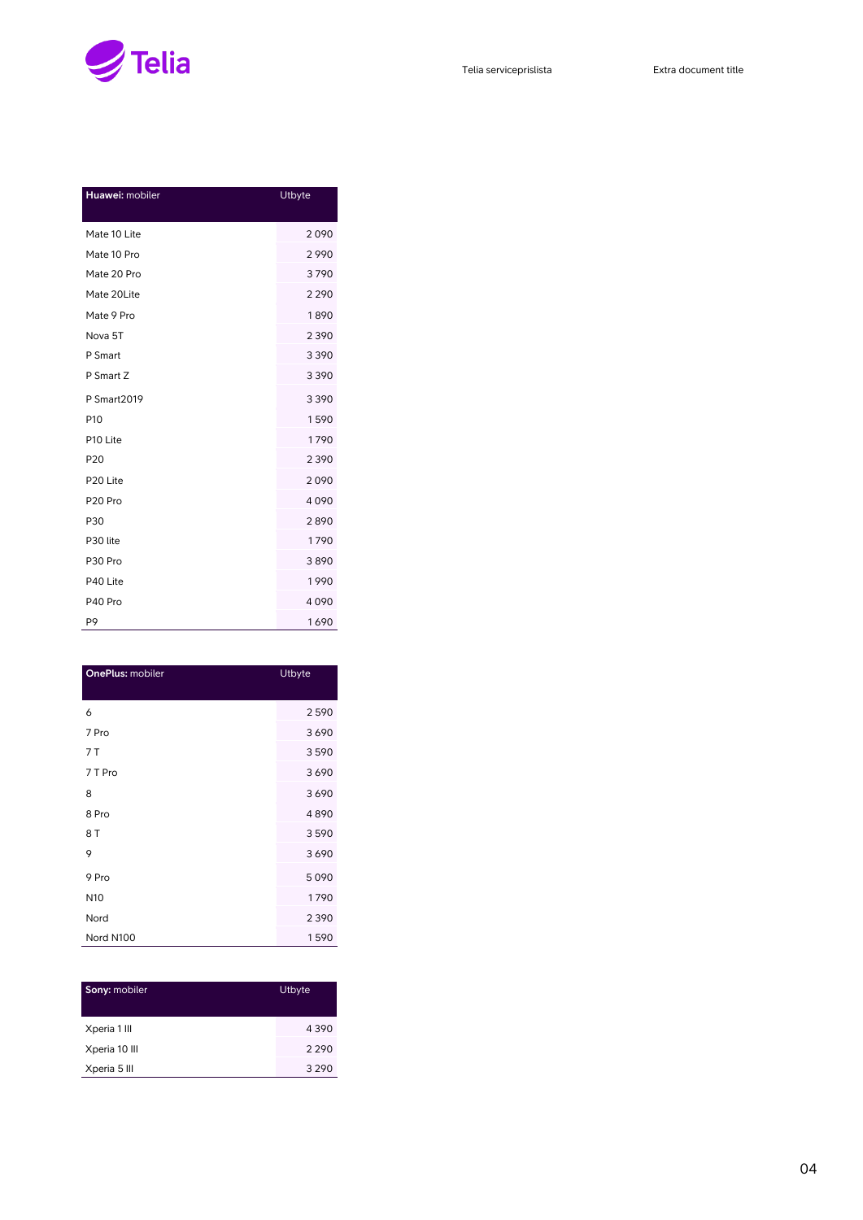| **Huawei:** mobiler | Utbyte |
|---|---|
| Mate 10 Lite | 2 090 |
| Mate 10 Pro | 2 990 |
| Mate 20 Pro | 3 790 |
| Mate 20Lite | 2 290 |
| Mate 9 Pro | 1 890 |
| Nova 5T | 2 390 |
| P Smart | 3 390 |
| P Smart Z | 3 390 |
| P Smart2019 | 3 390 |
| P10 | 1 590 |
| P10 Lite | 1 790 |
| P20 | 2 390 |
| P20 Lite | 2 090 |
| P20 Pro | 4 090 |
| P30 | 2 890 |
| P30 lite | 1 790 |
| P30 Pro | 3 890 |
| P40 Lite | 1 990 |
| P40 Pro | 4 090 |
| P9 | 1 690 |

| **OnePlus:** mobiler | Utbyte |
|---|---|
| 6 | 2 590 |
| 7 Pro | 3 690 |
| 7 T | 3 590 |
| 7 T Pro | 3 690 |
| 8 | 3 690 |
| 8 Pro | 4 890 |
| 8 T | 3 590 |
| 9 | 3 690 |
| 9 Pro | 5 090 |
| N10 | 1 790 |
| Nord | 2 390 |
| Nord N100 | 1 590 |

| **Sony:** mobiler | Utbyte |
|---|---|
| Xperia 1 III | 4 390 |
| Xperia 10 III | 2 290 |
| Xperia 5 III | 3 290 |